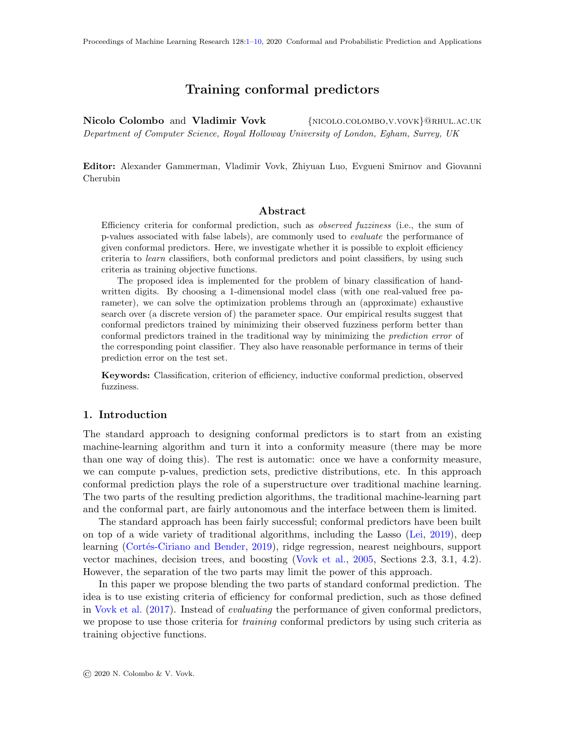# Training conformal predictors

**Nicolo Colombo** and **Vladimir Vovk** {NICOLO.COLOMBO,V.VOVK}@RHUL.AC.UK

*Department of Computer Science, Royal Holloway University of London, Egham, Surrey, UK*

**Editor:** Alexander Gammerman, Vladimir Vovk, Zhiyuan Luo, Evgueni Smirnov and Giovanni Cherubin

## Abstract

Efficiency criteria for conformal prediction, such as *observed fuzziness* (i.e., the sum of p-values associated with false labels), are commonly used to *evaluate* the performance of given conformal predictors. Here, we investigate whether it is possible to exploit efficiency criteria to *learn* classifiers, both conformal predictors and point classifiers, by using such criteria as training objective functions.

The proposed idea is implemented for the problem of binary classification of hand-written digits. By choosing a 1-dimensional model class (with one real-valued free parameter), we can solve the optimization problems through an (approximate) exhaustive search over (a discrete version of) the parameter space. Our empirical results suggest that conformal predictors trained by minimizing their observed fuzziness perform better than conformal predictors trained in the traditional way by minimizing the *prediction error* of the corresponding point classifier. They also have reasonable performance in terms of their prediction error on the test set.

**Keywords:** Classification, criterion of efficiency, inductive conformal prediction, observed fuzziness.

## 1. Introduction

The standard approach to designing conformal predictors is to start from an existing machine-learning algorithm and turn it into a conformity measure (there may be more than one way of doing this). The rest is automatic: once we have a conformity measure, we can compute p-values, prediction sets, predictive distributions, etc. In this approach conformal prediction plays the role of a superstructure over traditional machine learning. The two parts of the resulting prediction algorithms, the traditional machine-learning part and the conformal part, are fairly autonomous and the interface between them is limited.

The standard approach has been fairly successful; conformal predictors have been built on top of a wide variety of traditional algorithms, including the Lasso (Lei, 2019), deep learning (Cortés-Ciriano and Bender, 2019), ridge regression, nearest neighbours, support vector machines, decision trees, and boosting (Vovk et al., 2005, Sections 2.3, 3.1, 4.2). However, the separation of the two parts may limit the power of this approach.

In this paper we propose blending the two parts of standard conformal prediction. The idea is to use existing criteria of efficiency for conformal prediction, such as those defined in Vovk et al. (2017). Instead of *evaluating* the performance of given conformal predictors, we propose to use those criteria for *training* conformal predictors by using such criteria as training objective functions.

© 2020 N. Colombo & V. Vovk.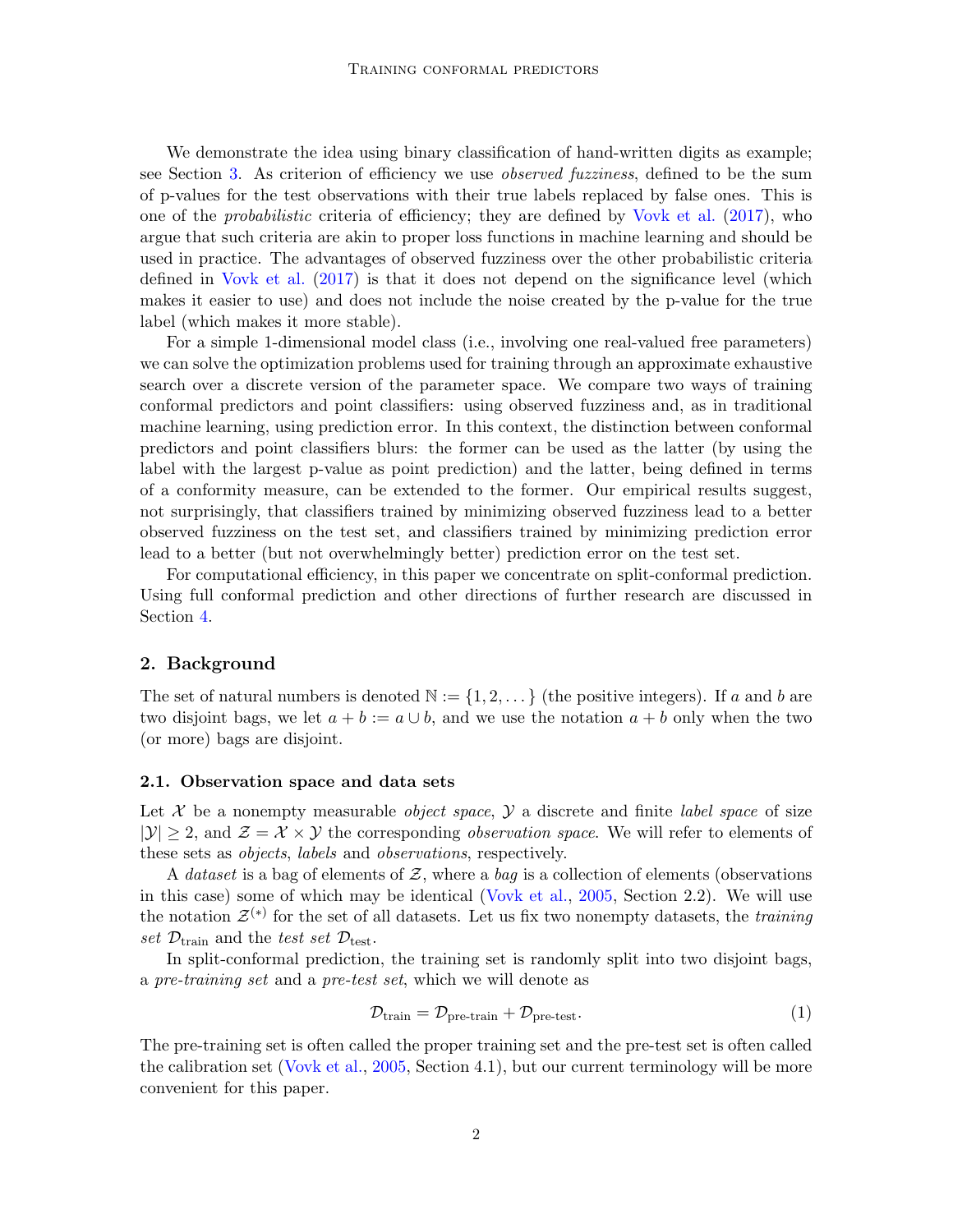We demonstrate the idea using binary classification of hand-written digits as example; see Section 3. As criterion of efficiency we use *observed fuzziness*, defined to be the sum of p-values for the test observations with their true labels replaced by false ones. This is one of the *probabilistic* criteria of efficiency; they are defined by Vovk et al. (2017), who argue that such criteria are akin to proper loss functions in machine learning and should be used in practice. The advantages of observed fuzziness over the other probabilistic criteria defined in Vovk et al. (2017) is that it does not depend on the significance level (which makes it easier to use) and does not include the noise created by the p-value for the true label (which makes it more stable).

For a simple 1-dimensional model class (i.e., involving one real-valued free parameters) we can solve the optimization problems used for training through an approximate exhaustive search over a discrete version of the parameter space. We compare two ways of training conformal predictors and point classifiers: using observed fuzziness and, as in traditional machine learning, using prediction error. In this context, the distinction between conformal predictors and point classifiers blurs: the former can be used as the latter (by using the label with the largest p-value as point prediction) and the latter, being defined in terms of a conformity measure, can be extended to the former. Our empirical results suggest, not surprisingly, that classifiers trained by minimizing observed fuzziness lead to a better observed fuzziness on the test set, and classifiers trained by minimizing prediction error lead to a better (but not overwhelmingly better) prediction error on the test set.

For computational efficiency, in this paper we concentrate on split-conformal prediction. Using full conformal prediction and other directions of further research are discussed in Section 4.

## 2. Background

The set of natural numbers is denoted $\mathbb{N} := \{1, 2, \dots\}$ (the positive integers). If $a$ and $b$ are two disjoint bags, we let $a + b := a \cup b$, and we use the notation $a + b$ only when the two (or more) bags are disjoint.

### 2.1. Observation space and data sets

Let $\mathcal{X}$ be a nonempty measurable *object space*, $\mathcal{Y}$ a discrete and finite *label space* of size $|\mathcal{Y}| \geq 2$, and $\mathcal{Z} = \mathcal{X} \times \mathcal{Y}$ the corresponding *observation space*. We will refer to elements of these sets as *objects*, *labels* and *observations*, respectively.

A *dataset* is a bag of elements of $\mathcal{Z}$, where a *bag* is a collection of elements (observations in this case) some of which may be identical (Vovk et al., 2005, Section 2.2). We will use the notation $\mathcal{Z}^{(*)}$ for the set of all datasets. Let us fix two nonempty datasets, the *training set* $\mathcal{D}_{\text{train}}$ and the *test set* $\mathcal{D}_{\text{test}}$.

In split-conformal prediction, the training set is randomly split into two disjoint bags, a *pre-training set* and a *pre-test set*, which we will denote as

$$\mathcal{D}_{\text{train}} = \mathcal{D}_{\text{pre-train}} + \mathcal{D}_{\text{pre-test}}. \tag{1}$$

The pre-training set is often called the proper training set and the pre-test set is often called the calibration set (Vovk et al., 2005, Section 4.1), but our current terminology will be more convenient for this paper.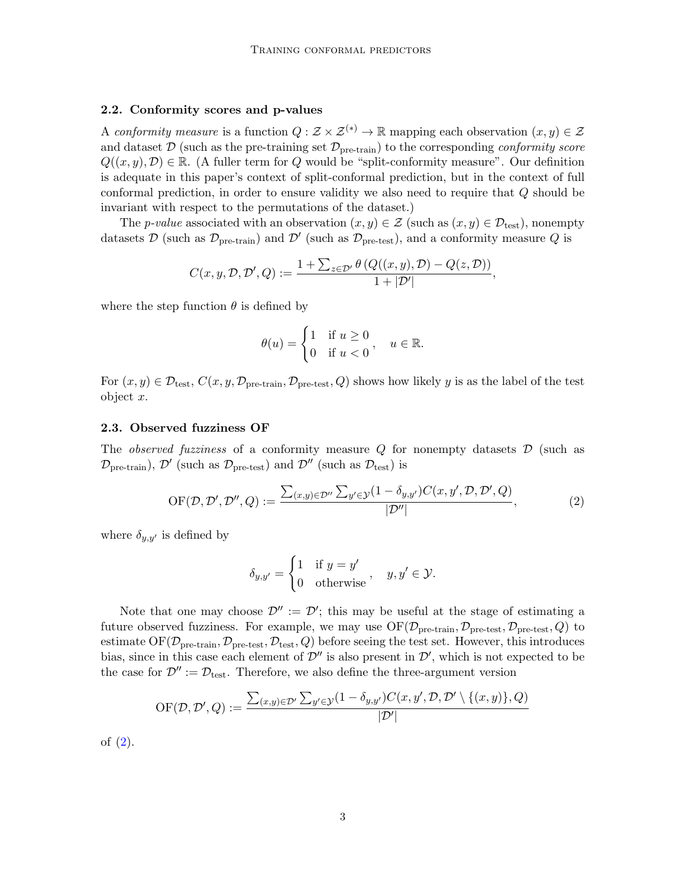### 2.2. Conformity scores and p-values

A *conformity measure* is a function $Q : \mathcal{Z} \times \mathcal{Z}^{(*)} \to \mathbb{R}$ mapping each observation $(x, y) \in \mathcal{Z}$ and dataset $\mathcal{D}$ (such as the pre-training set $\mathcal{D}_{\text{pre-train}}$) to the corresponding *conformity score* $Q((x, y), \mathcal{D}) \in \mathbb{R}$. (A fuller term for $Q$ would be "split-conformity measure". Our definition is adequate in this paper's context of split-conformal prediction, but in the context of full conformal prediction, in order to ensure validity we also need to require that $Q$ should be invariant with respect to the permutations of the dataset.)

The *p-value* associated with an observation $(x, y) \in \mathcal{Z}$ (such as $(x, y) \in \mathcal{D}_{\text{test}}$), nonempty datasets $\mathcal{D}$ (such as $\mathcal{D}_{\text{pre-train}}$) and $\mathcal{D}'$ (such as $\mathcal{D}_{\text{pre-test}}$), and a conformity measure $Q$ is

$$C(x, y, \mathcal{D}, \mathcal{D}', Q) := \frac{1 + \sum_{z \in \mathcal{D}'} \theta\left(Q((x, y), \mathcal{D}) - Q(z, \mathcal{D})\right)}{1 + |\mathcal{D}'|},$$

where the step function $\theta$ is defined by

$$\theta(u) = \begin{cases} 1 & \text{if } u \geq 0 \\ 0 & \text{if } u < 0 \end{cases}, \quad u \in \mathbb{R}.$$

For $(x, y) \in \mathcal{D}_{\text{test}}$, $C(x, y, \mathcal{D}_{\text{pre-train}}, \mathcal{D}_{\text{pre-test}}, Q)$ shows how likely $y$ is as the label of the test object $x$.

### 2.3. Observed fuzziness OF

The *observed fuzziness* of a conformity measure $Q$ for nonempty datasets $\mathcal{D}$ (such as $\mathcal{D}_{\text{pre-train}}$), $\mathcal{D}'$ (such as $\mathcal{D}_{\text{pre-test}}$) and $\mathcal{D}''$ (such as $\mathcal{D}_{\text{test}}$) is

$$\text{OF}(\mathcal{D}, \mathcal{D}', \mathcal{D}'', Q) := \frac{\sum_{(x,y) \in \mathcal{D}''} \sum_{y' \in \mathcal{Y}} (1 - \delta_{y,y'}) C(x, y', \mathcal{D}, \mathcal{D}', Q)}{|\mathcal{D}''|}, \tag{2}$$

where $\delta_{y,y'}$ is defined by

$$\delta_{y,y'} = \begin{cases} 1 & \text{if } y = y' \\ 0 & \text{otherwise} \end{cases}, \quad y, y' \in \mathcal{Y}.$$

Note that one may choose $\mathcal{D}'' := \mathcal{D}'$; this may be useful at the stage of estimating a future observed fuzziness. For example, we may use $\text{OF}(\mathcal{D}_{\text{pre-train}}, \mathcal{D}_{\text{pre-test}}, \mathcal{D}_{\text{pre-test}}, Q)$ to estimate $\text{OF}(\mathcal{D}_{\text{pre-train}}, \mathcal{D}_{\text{pre-test}}, \mathcal{D}_{\text{test}}, Q)$ before seeing the test set. However, this introduces bias, since in this case each element of $\mathcal{D}''$ is also present in $\mathcal{D}'$, which is not expected to be the case for $\mathcal{D}'' := \mathcal{D}_{\text{test}}$. Therefore, we also define the three-argument version

$$\text{OF}(\mathcal{D}, \mathcal{D}', Q) := \frac{\sum_{(x,y) \in \mathcal{D}'} \sum_{y' \in \mathcal{Y}} (1 - \delta_{y,y'}) C(x, y', \mathcal{D}, \mathcal{D}' \setminus \{(x, y)\}, Q)}{|\mathcal{D}'|}$$

of (2).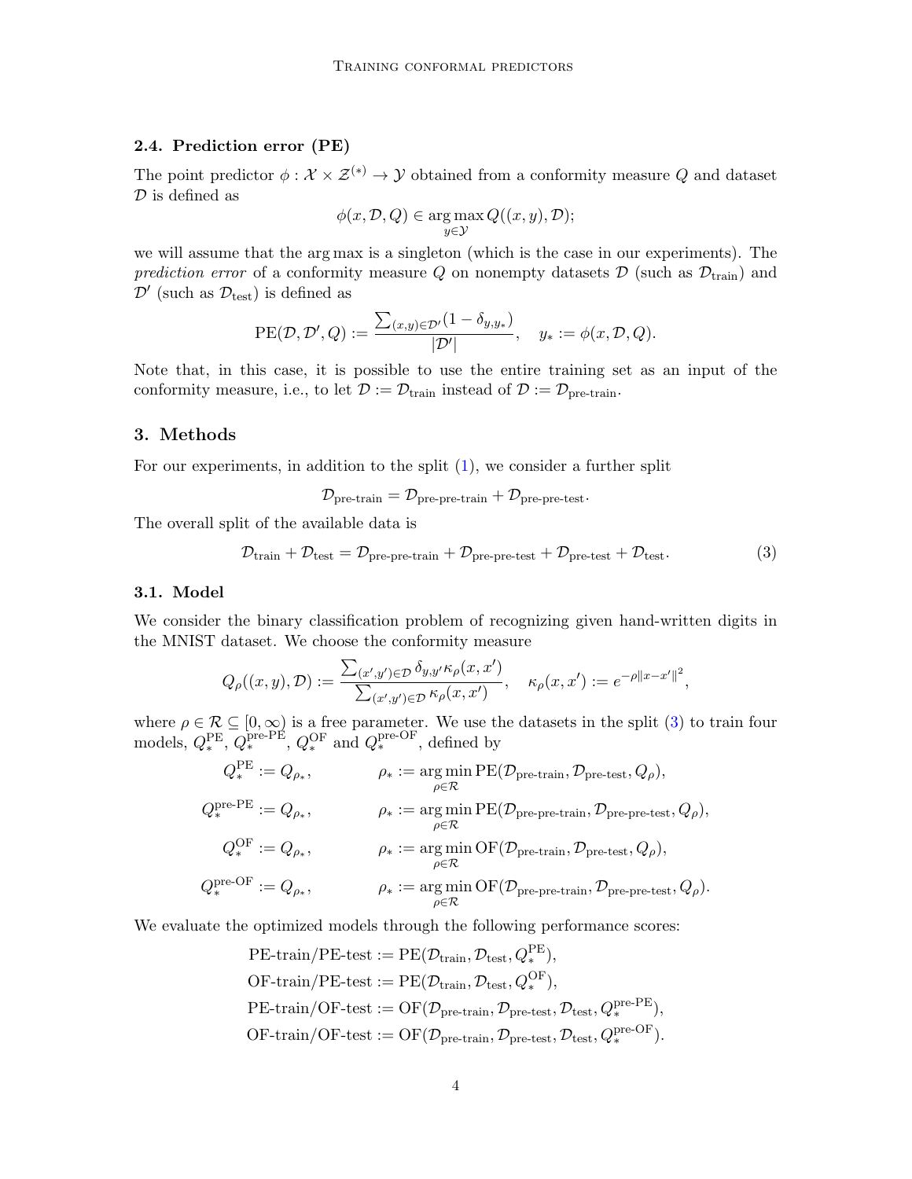### 2.4. Prediction error (PE)

The point predictor $\phi : \mathcal{X} \times \mathcal{Z}^{(*)} \to \mathcal{Y}$ obtained from a conformity measure $Q$ and dataset $\mathcal{D}$ is defined as

$$\phi(x, \mathcal{D}, Q) \in \arg\max_{y \in \mathcal{Y}} Q((x, y), \mathcal{D});$$

we will assume that the arg max is a singleton (which is the case in our experiments). The *prediction error* of a conformity measure $Q$ on nonempty datasets $\mathcal{D}$ (such as $\mathcal{D}_{\text{train}}$) and $\mathcal{D}'$ (such as $\mathcal{D}_{\text{test}}$) is defined as

$$\text{PE}(\mathcal{D}, \mathcal{D}', Q) := \frac{\sum_{(x,y) \in \mathcal{D}'} (1 - \delta_{y, y_*})}{|\mathcal{D}'|}, \quad y_* := \phi(x, \mathcal{D}, Q).$$

Note that, in this case, it is possible to use the entire training set as an input of the conformity measure, i.e., to let $\mathcal{D} := \mathcal{D}_{\text{train}}$ instead of $\mathcal{D} := \mathcal{D}_{\text{pre-train}}$.

## 3. Methods

For our experiments, in addition to the split (1), we consider a further split

$$\mathcal{D}_{\text{pre-train}} = \mathcal{D}_{\text{pre-pre-train}} + \mathcal{D}_{\text{pre-pre-test}}.$$

The overall split of the available data is

$$\mathcal{D}_{\text{train}} + \mathcal{D}_{\text{test}} = \mathcal{D}_{\text{pre-pre-train}} + \mathcal{D}_{\text{pre-pre-test}} + \mathcal{D}_{\text{pre-test}} + \mathcal{D}_{\text{test}}. \tag{3}$$

### 3.1. Model

We consider the binary classification problem of recognizing given hand-written digits in the MNIST dataset. We choose the conformity measure

$$Q_\rho((x, y), \mathcal{D}) := \frac{\sum_{(x', y') \in \mathcal{D}} \delta_{y, y'} \kappa_\rho(x, x')}{\sum_{(x', y') \in \mathcal{D}} \kappa_\rho(x, x')}, \quad \kappa_\rho(x, x') := e^{-\rho \|x - x'\|^2},$$

where $\rho \in \mathcal{R} \subseteq [0, \infty)$ is a free parameter. We use the datasets in the split (3) to train four models, $Q_*^{\text{PE}}$, $Q_*^{\text{pre-PE}}$, $Q_*^{\text{OF}}$ and $Q_*^{\text{pre-OF}}$, defined by

$$Q_*^{\text{PE}} := Q_{\rho_*}, \qquad \rho_* := \arg\min_{\rho \in \mathcal{R}} \text{PE}(\mathcal{D}_{\text{pre-train}}, \mathcal{D}_{\text{pre-test}}, Q_\rho),$$

$$Q_*^{\text{pre-PE}} := Q_{\rho_*}, \qquad \rho_* := \arg\min_{\rho \in \mathcal{R}} \text{PE}(\mathcal{D}_{\text{pre-pre-train}}, \mathcal{D}_{\text{pre-pre-test}}, Q_\rho),$$

$$Q_*^{\text{OF}} := Q_{\rho_*}, \qquad \rho_* := \arg\min_{\rho \in \mathcal{R}} \text{OF}(\mathcal{D}_{\text{pre-train}}, \mathcal{D}_{\text{pre-test}}, Q_\rho),$$

$$Q_*^{\text{pre-OF}} := Q_{\rho_*}, \qquad \rho_* := \arg\min_{\rho \in \mathcal{R}} \text{OF}(\mathcal{D}_{\text{pre-pre-train}}, \mathcal{D}_{\text{pre-pre-test}}, Q_\rho).$$

We evaluate the optimized models through the following performance scores:

$$\text{PE-train/PE-test} := \text{PE}(\mathcal{D}_{\text{train}}, \mathcal{D}_{\text{test}}, Q_*^{\text{PE}}),$$

$$\text{OF-train/PE-test} := \text{PE}(\mathcal{D}_{\text{train}}, \mathcal{D}_{\text{test}}, Q_*^{\text{OF}}),$$

$$\text{PE-train/OF-test} := \text{OF}(\mathcal{D}_{\text{pre-train}}, \mathcal{D}_{\text{pre-test}}, \mathcal{D}_{\text{test}}, Q_*^{\text{pre-PE}}),$$

$$\text{OF-train/OF-test} := \text{OF}(\mathcal{D}_{\text{pre-train}}, \mathcal{D}_{\text{pre-test}}, \mathcal{D}_{\text{test}}, Q_*^{\text{pre-OF}}).$$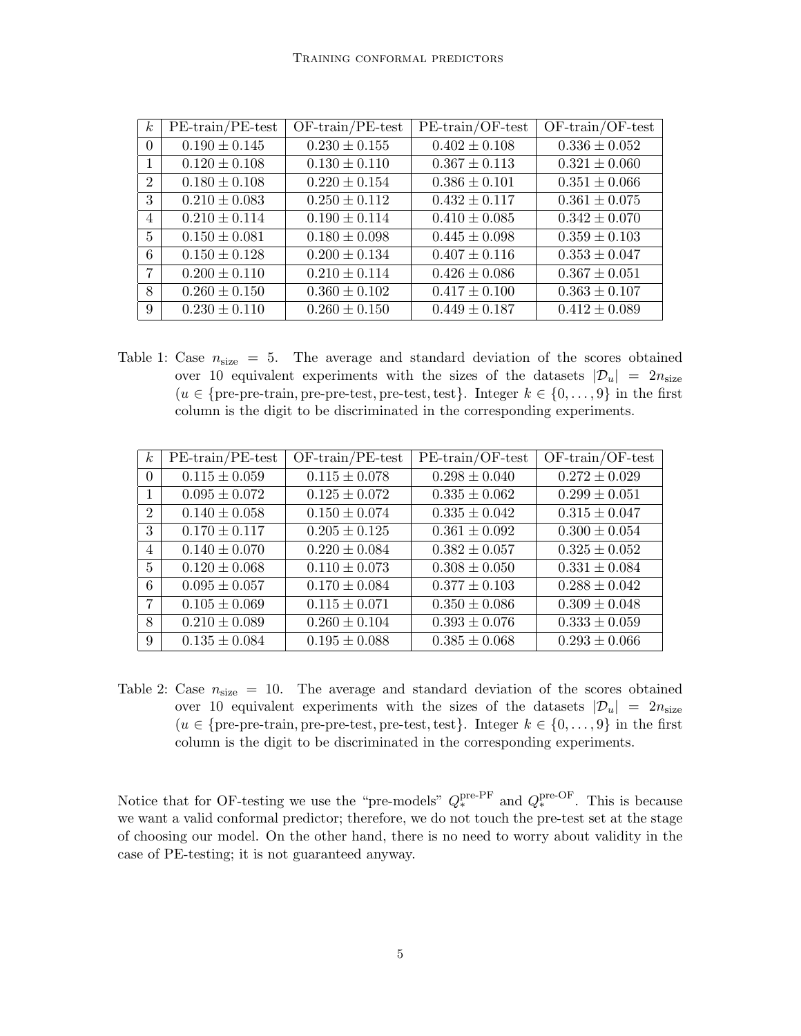| $k$ | PE-train/PE-test | OF-train/PE-test | PE-train/OF-test | OF-train/OF-test |
|---|---|---|---|---|
| 0 | $0.190 \pm 0.145$ | $0.230 \pm 0.155$ | $0.402 \pm 0.108$ | $0.336 \pm 0.052$ |
| 1 | $0.120 \pm 0.108$ | $0.130 \pm 0.110$ | $0.367 \pm 0.113$ | $0.321 \pm 0.060$ |
| 2 | $0.180 \pm 0.108$ | $0.220 \pm 0.154$ | $0.386 \pm 0.101$ | $0.351 \pm 0.066$ |
| 3 | $0.210 \pm 0.083$ | $0.250 \pm 0.112$ | $0.432 \pm 0.117$ | $0.361 \pm 0.075$ |
| 4 | $0.210 \pm 0.114$ | $0.190 \pm 0.114$ | $0.410 \pm 0.085$ | $0.342 \pm 0.070$ |
| 5 | $0.150 \pm 0.081$ | $0.180 \pm 0.098$ | $0.445 \pm 0.098$ | $0.359 \pm 0.103$ |
| 6 | $0.150 \pm 0.128$ | $0.200 \pm 0.134$ | $0.407 \pm 0.116$ | $0.353 \pm 0.047$ |
| 7 | $0.200 \pm 0.110$ | $0.210 \pm 0.114$ | $0.426 \pm 0.086$ | $0.367 \pm 0.051$ |
| 8 | $0.260 \pm 0.150$ | $0.360 \pm 0.102$ | $0.417 \pm 0.100$ | $0.363 \pm 0.107$ |
| 9 | $0.230 \pm 0.110$ | $0.260 \pm 0.150$ | $0.449 \pm 0.187$ | $0.412 \pm 0.089$ |

Table 1: Case $n_{\text{size}} = 5$. The average and standard deviation of the scores obtained over 10 equivalent experiments with the sizes of the datasets $|\mathcal{D}_u| = 2n_{\text{size}}$ ($u \in \{\text{pre-pre-train}, \text{pre-pre-test}, \text{pre-test}, \text{test}\}$. Integer $k \in \{0, \dots, 9\}$ in the first column is the digit to be discriminated in the corresponding experiments.

| $k$ | PE-train/PE-test | OF-train/PE-test | PE-train/OF-test | OF-train/OF-test |
|---|---|---|---|---|
| 0 | $0.115 \pm 0.059$ | $0.115 \pm 0.078$ | $0.298 \pm 0.040$ | $0.272 \pm 0.029$ |
| 1 | $0.095 \pm 0.072$ | $0.125 \pm 0.072$ | $0.335 \pm 0.062$ | $0.299 \pm 0.051$ |
| 2 | $0.140 \pm 0.058$ | $0.150 \pm 0.074$ | $0.335 \pm 0.042$ | $0.315 \pm 0.047$ |
| 3 | $0.170 \pm 0.117$ | $0.205 \pm 0.125$ | $0.361 \pm 0.092$ | $0.300 \pm 0.054$ |
| 4 | $0.140 \pm 0.070$ | $0.220 \pm 0.084$ | $0.382 \pm 0.057$ | $0.325 \pm 0.052$ |
| 5 | $0.120 \pm 0.068$ | $0.110 \pm 0.073$ | $0.308 \pm 0.050$ | $0.331 \pm 0.084$ |
| 6 | $0.095 \pm 0.057$ | $0.170 \pm 0.084$ | $0.377 \pm 0.103$ | $0.288 \pm 0.042$ |
| 7 | $0.105 \pm 0.069$ | $0.115 \pm 0.071$ | $0.350 \pm 0.086$ | $0.309 \pm 0.048$ |
| 8 | $0.210 \pm 0.089$ | $0.260 \pm 0.104$ | $0.393 \pm 0.076$ | $0.333 \pm 0.059$ |
| 9 | $0.135 \pm 0.084$ | $0.195 \pm 0.088$ | $0.385 \pm 0.068$ | $0.293 \pm 0.066$ |

Table 2: Case $n_{\text{size}} = 10$. The average and standard deviation of the scores obtained over 10 equivalent experiments with the sizes of the datasets $|\mathcal{D}_u| = 2n_{\text{size}}$ ($u \in \{\text{pre-pre-train}, \text{pre-pre-test}, \text{pre-test}, \text{test}\}$. Integer $k \in \{0, \dots, 9\}$ in the first column is the digit to be discriminated in the corresponding experiments.

Notice that for OF-testing we use the "pre-models" $Q_*^{\text{pre-PF}}$ and $Q_*^{\text{pre-OF}}$. This is because we want a valid conformal predictor; therefore, we do not touch the pre-test set at the stage of choosing our model. On the other hand, there is no need to worry about validity in the case of PE-testing; it is not guaranteed anyway.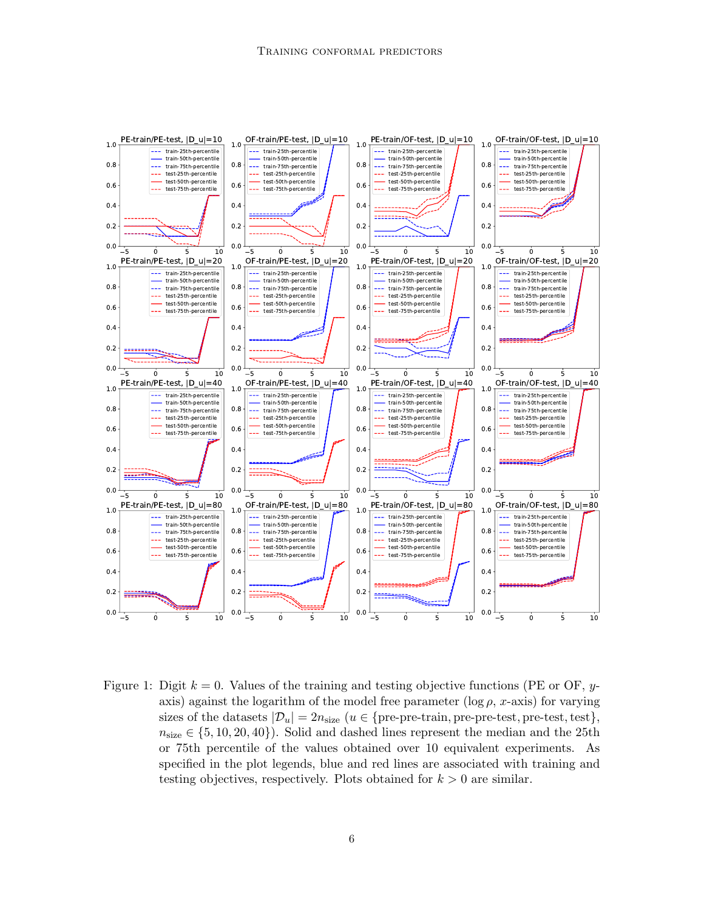Figure 1: Digit $k = 0$. Values of the training and testing objective functions (PE or OF, $y$-axis) against the logarithm of the model free parameter ($\log \rho$, $x$-axis) for varying sizes of the datasets $|\mathcal{D}_u| = 2n_{\text{size}}$ ($u \in \{\text{pre-pre-train}, \text{pre-pre-test}, \text{pre-test}, \text{test}\}$, $n_{\text{size}} \in \{5, 10, 20, 40\}$). Solid and dashed lines represent the median and the 25th or 75th percentile of the values obtained over 10 equivalent experiments. As specified in the plot legends, blue and red lines are associated with training and testing objectives, respectively. Plots obtained for $k > 0$ are similar.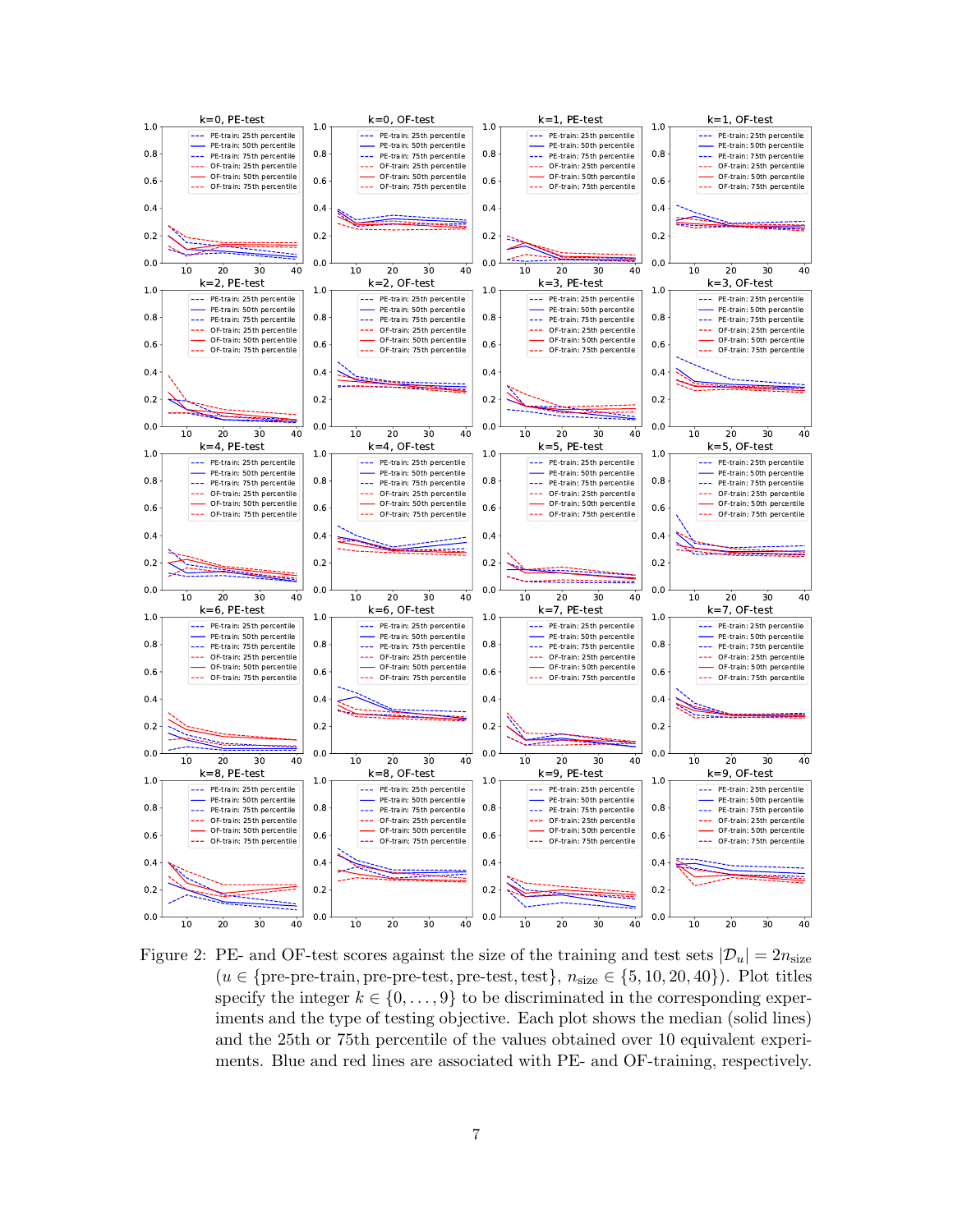Figure 2: PE- and OF-test scores against the size of the training and test sets $|\mathcal{D}_u| = 2n_{\rm size}$ ($u \in \{$pre-pre-train, pre-pre-test, pre-test, test$\}$, $n_{\rm size} \in \{5, 10, 20, 40\}$). Plot titles specify the integer $k \in \{0, \dots, 9\}$ to be discriminated in the corresponding experiments and the type of testing objective. Each plot shows the median (solid lines) and the 25th or 75th percentile of the values obtained over 10 equivalent experiments. Blue and red lines are associated with PE- and OF-training, respectively.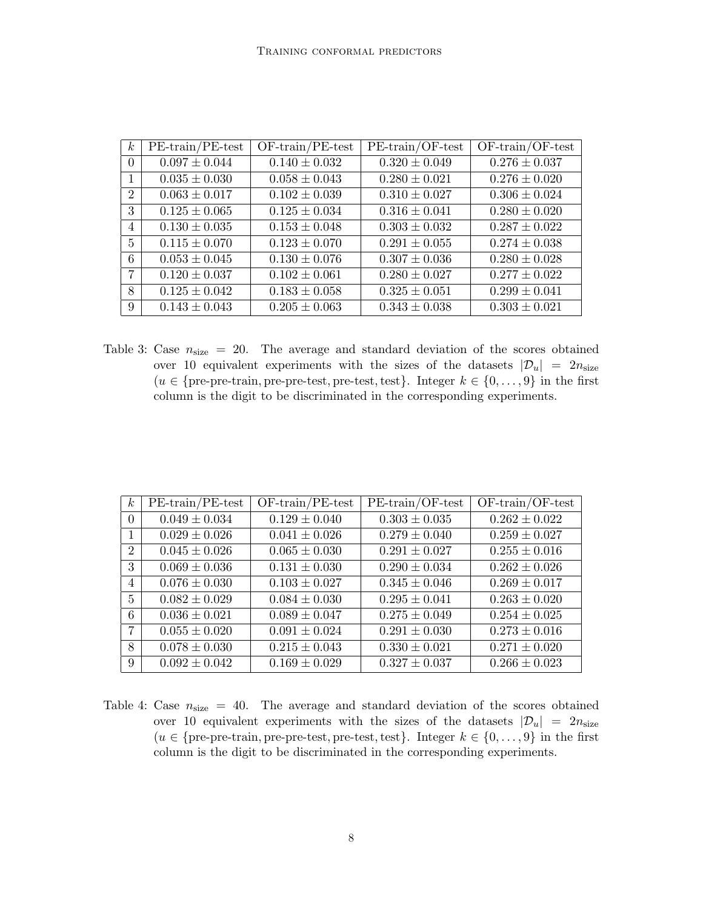| $k$ | PE-train/PE-test | OF-train/PE-test | PE-train/OF-test | OF-train/OF-test |
|---|---|---|---|---|
| 0 | $0.097 \pm 0.044$ | $0.140 \pm 0.032$ | $0.320 \pm 0.049$ | $0.276 \pm 0.037$ |
| 1 | $0.035 \pm 0.030$ | $0.058 \pm 0.043$ | $0.280 \pm 0.021$ | $0.276 \pm 0.020$ |
| 2 | $0.063 \pm 0.017$ | $0.102 \pm 0.039$ | $0.310 \pm 0.027$ | $0.306 \pm 0.024$ |
| 3 | $0.125 \pm 0.065$ | $0.125 \pm 0.034$ | $0.316 \pm 0.041$ | $0.280 \pm 0.020$ |
| 4 | $0.130 \pm 0.035$ | $0.153 \pm 0.048$ | $0.303 \pm 0.032$ | $0.287 \pm 0.022$ |
| 5 | $0.115 \pm 0.070$ | $0.123 \pm 0.070$ | $0.291 \pm 0.055$ | $0.274 \pm 0.038$ |
| 6 | $0.053 \pm 0.045$ | $0.130 \pm 0.076$ | $0.307 \pm 0.036$ | $0.280 \pm 0.028$ |
| 7 | $0.120 \pm 0.037$ | $0.102 \pm 0.061$ | $0.280 \pm 0.027$ | $0.277 \pm 0.022$ |
| 8 | $0.125 \pm 0.042$ | $0.183 \pm 0.058$ | $0.325 \pm 0.051$ | $0.299 \pm 0.041$ |
| 9 | $0.143 \pm 0.043$ | $0.205 \pm 0.063$ | $0.343 \pm 0.038$ | $0.303 \pm 0.021$ |

Table 3: Case $n_{\text{size}} = 20$. The average and standard deviation of the scores obtained over 10 equivalent experiments with the sizes of the datasets $|\mathcal{D}_u| = 2n_{\text{size}}$ ($u \in \{\text{pre-pre-train}, \text{pre-pre-test}, \text{pre-test}, \text{test}\}$. Integer $k \in \{0, \ldots, 9\}$ in the first column is the digit to be discriminated in the corresponding experiments.

| $k$ | PE-train/PE-test | OF-train/PE-test | PE-train/OF-test | OF-train/OF-test |
|---|---|---|---|---|
| 0 | $0.049 \pm 0.034$ | $0.129 \pm 0.040$ | $0.303 \pm 0.035$ | $0.262 \pm 0.022$ |
| 1 | $0.029 \pm 0.026$ | $0.041 \pm 0.026$ | $0.279 \pm 0.040$ | $0.259 \pm 0.027$ |
| 2 | $0.045 \pm 0.026$ | $0.065 \pm 0.030$ | $0.291 \pm 0.027$ | $0.255 \pm 0.016$ |
| 3 | $0.069 \pm 0.036$ | $0.131 \pm 0.030$ | $0.290 \pm 0.034$ | $0.262 \pm 0.026$ |
| 4 | $0.076 \pm 0.030$ | $0.103 \pm 0.027$ | $0.345 \pm 0.046$ | $0.269 \pm 0.017$ |
| 5 | $0.082 \pm 0.029$ | $0.084 \pm 0.030$ | $0.295 \pm 0.041$ | $0.263 \pm 0.020$ |
| 6 | $0.036 \pm 0.021$ | $0.089 \pm 0.047$ | $0.275 \pm 0.049$ | $0.254 \pm 0.025$ |
| 7 | $0.055 \pm 0.020$ | $0.091 \pm 0.024$ | $0.291 \pm 0.030$ | $0.273 \pm 0.016$ |
| 8 | $0.078 \pm 0.030$ | $0.215 \pm 0.043$ | $0.330 \pm 0.021$ | $0.271 \pm 0.020$ |
| 9 | $0.092 \pm 0.042$ | $0.169 \pm 0.029$ | $0.327 \pm 0.037$ | $0.266 \pm 0.023$ |

Table 4: Case $n_{\text{size}} = 40$. The average and standard deviation of the scores obtained over 10 equivalent experiments with the sizes of the datasets $|\mathcal{D}_u| = 2n_{\text{size}}$ ($u \in \{\text{pre-pre-train}, \text{pre-pre-test}, \text{pre-test}, \text{test}\}$. Integer $k \in \{0, \ldots, 9\}$ in the first column is the digit to be discriminated in the corresponding experiments.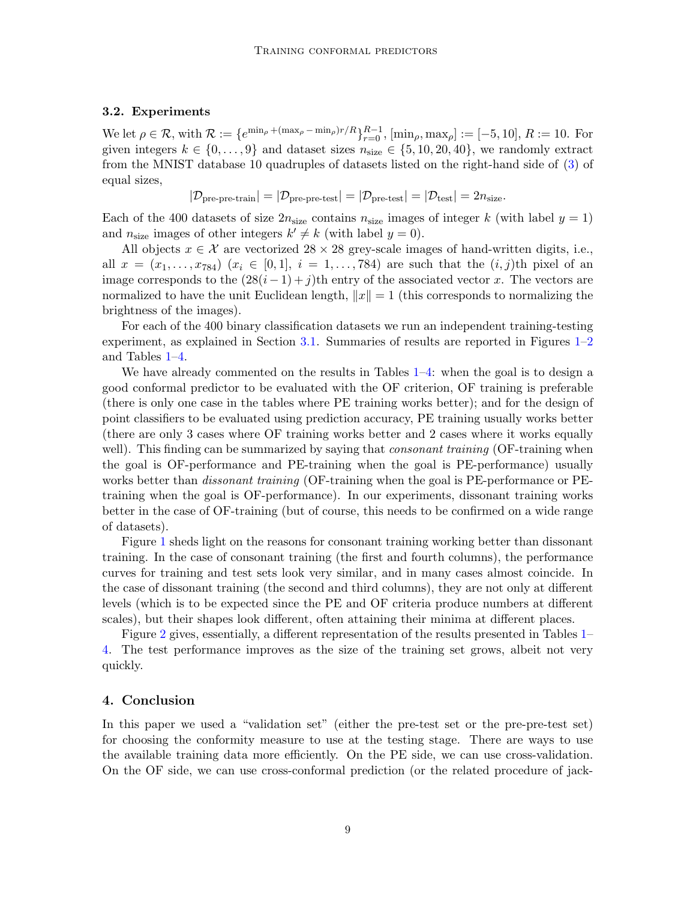### 3.2. Experiments

We let $\rho \in \mathcal{R}$, with $\mathcal{R} := \{e^{\min_\rho + (\max_\rho - \min_\rho) r/R}\}_{r=0}^{R-1}$, $[\min_\rho, \max_\rho] := [-5, 10]$, $R := 10$. For given integers $k \in \{0, \dots, 9\}$ and dataset sizes $n_{\text{size}} \in \{5, 10, 20, 40\}$, we randomly extract from the MNIST database 10 quadruples of datasets listed on the right-hand side of (3) of equal sizes,

$$|\mathcal{D}_{\text{pre-pre-train}}| = |\mathcal{D}_{\text{pre-pre-test}}| = |\mathcal{D}_{\text{pre-test}}| = |\mathcal{D}_{\text{test}}| = 2n_{\text{size}}.$$

Each of the 400 datasets of size $2n_{\text{size}}$ contains $n_{\text{size}}$ images of integer $k$ (with label $y = 1$) and $n_{\text{size}}$ images of other integers $k' \neq k$ (with label $y = 0$).

All objects $x \in \mathcal{X}$ are vectorized $28 \times 28$ grey-scale images of hand-written digits, i.e., all $x = (x_1, \dots, x_{784})$ ($x_i \in [0, 1]$, $i = 1, \dots, 784$) are such that the $(i, j)$th pixel of an image corresponds to the $(28(i-1)+j)$th entry of the associated vector $x$. The vectors are normalized to have the unit Euclidean length, $\|x\| = 1$ (this corresponds to normalizing the brightness of the images).

For each of the 400 binary classification datasets we run an independent training-testing experiment, as explained in Section 3.1. Summaries of results are reported in Figures 1–2 and Tables 1–4.

We have already commented on the results in Tables 1–4: when the goal is to design a good conformal predictor to be evaluated with the OF criterion, OF training is preferable (there is only one case in the tables where PE training works better); and for the design of point classifiers to be evaluated using prediction accuracy, PE training usually works better (there are only 3 cases where OF training works better and 2 cases where it works equally well). This finding can be summarized by saying that *consonant training* (OF-training when the goal is OF-performance and PE-training when the goal is PE-performance) usually works better than *dissonant training* (OF-training when the goal is PE-performance or PE-training when the goal is OF-performance). In our experiments, dissonant training works better in the case of OF-training (but of course, this needs to be confirmed on a wide range of datasets).

Figure 1 sheds light on the reasons for consonant training working better than dissonant training. In the case of consonant training (the first and fourth columns), the performance curves for training and test sets look very similar, and in many cases almost coincide. In the case of dissonant training (the second and third columns), they are not only at different levels (which is to be expected since the PE and OF criteria produce numbers at different scales), but their shapes look different, often attaining their minima at different places.

Figure 2 gives, essentially, a different representation of the results presented in Tables 1–4. The test performance improves as the size of the training set grows, albeit not very quickly.

## 4. Conclusion

In this paper we used a "validation set" (either the pre-test set or the pre-pre-test set) for choosing the conformity measure to use at the testing stage. There are ways to use the available training data more efficiently. On the PE side, we can use cross-validation. On the OF side, we can use cross-conformal prediction (or the related procedure of jack-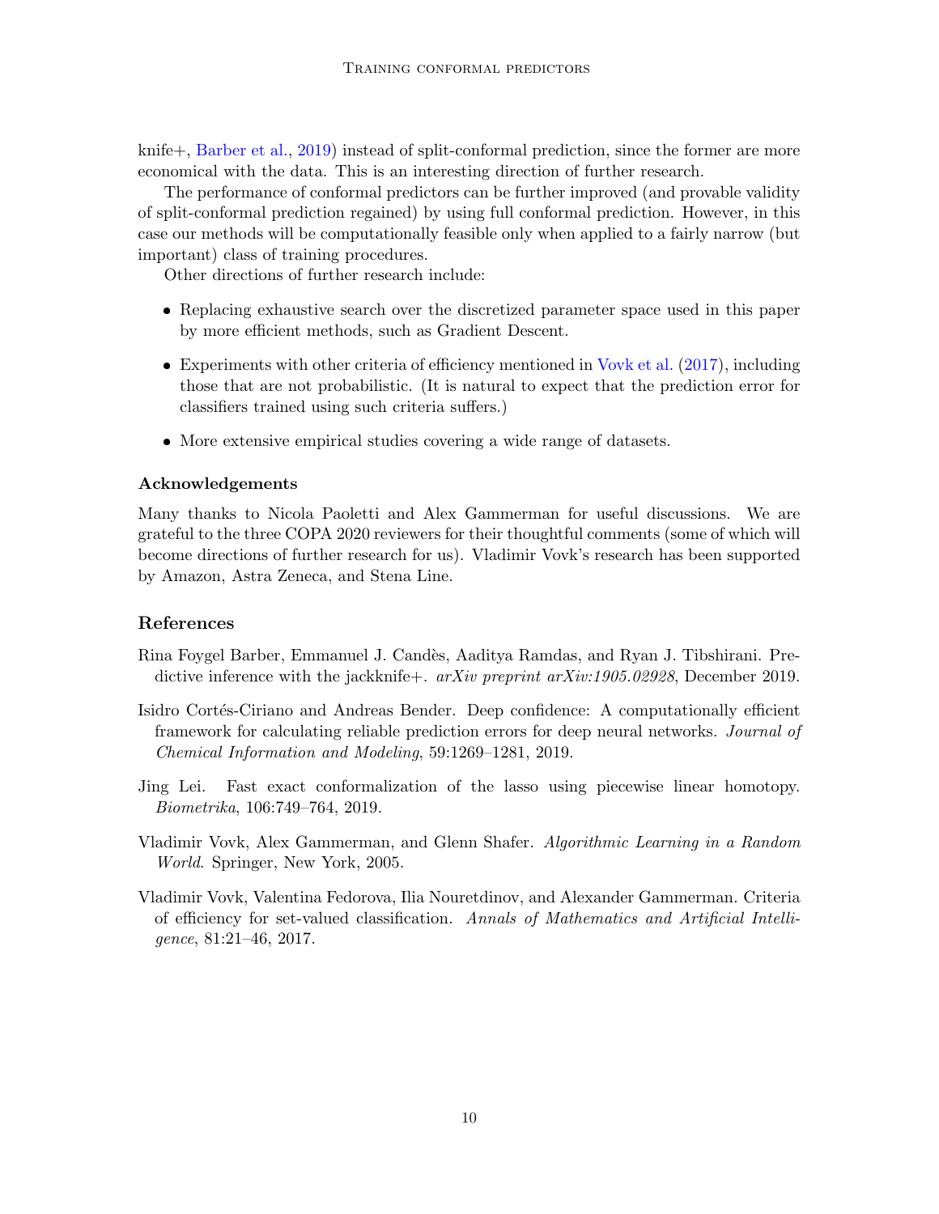knife+, Barber et al., 2019) instead of split-conformal prediction, since the former are more economical with the data. This is an interesting direction of further research.

The performance of conformal predictors can be further improved (and provable validity of split-conformal prediction regained) by using full conformal prediction. However, in this case our methods will be computationally feasible only when applied to a fairly narrow (but important) class of training procedures.

Other directions of further research include:

- Replacing exhaustive search over the discretized parameter space used in this paper by more efficient methods, such as Gradient Descent.
- Experiments with other criteria of efficiency mentioned in Vovk et al. (2017), including those that are not probabilistic. (It is natural to expect that the prediction error for classifiers trained using such criteria suffers.)
- More extensive empirical studies covering a wide range of datasets.

### Acknowledgements

Many thanks to Nicola Paoletti and Alex Gammerman for useful discussions. We are grateful to the three COPA 2020 reviewers for their thoughtful comments (some of which will become directions of further research for us). Vladimir Vovk's research has been supported by Amazon, Astra Zeneca, and Stena Line.

## References

Rina Foygel Barber, Emmanuel J. Candès, Aaditya Ramdas, and Ryan J. Tibshirani. Predictive inference with the jackknife+. *arXiv preprint arXiv:1905.02928*, December 2019.

Isidro Cortés-Ciriano and Andreas Bender. Deep confidence: A computationally efficient framework for calculating reliable prediction errors for deep neural networks. *Journal of Chemical Information and Modeling*, 59:1269–1281, 2019.

Jing Lei. Fast exact conformalization of the lasso using piecewise linear homotopy. *Biometrika*, 106:749–764, 2019.

Vladimir Vovk, Alex Gammerman, and Glenn Shafer. *Algorithmic Learning in a Random World*. Springer, New York, 2005.

Vladimir Vovk, Valentina Fedorova, Ilia Nouretdinov, and Alexander Gammerman. Criteria of efficiency for set-valued classification. *Annals of Mathematics and Artificial Intelligence*, 81:21–46, 2017.